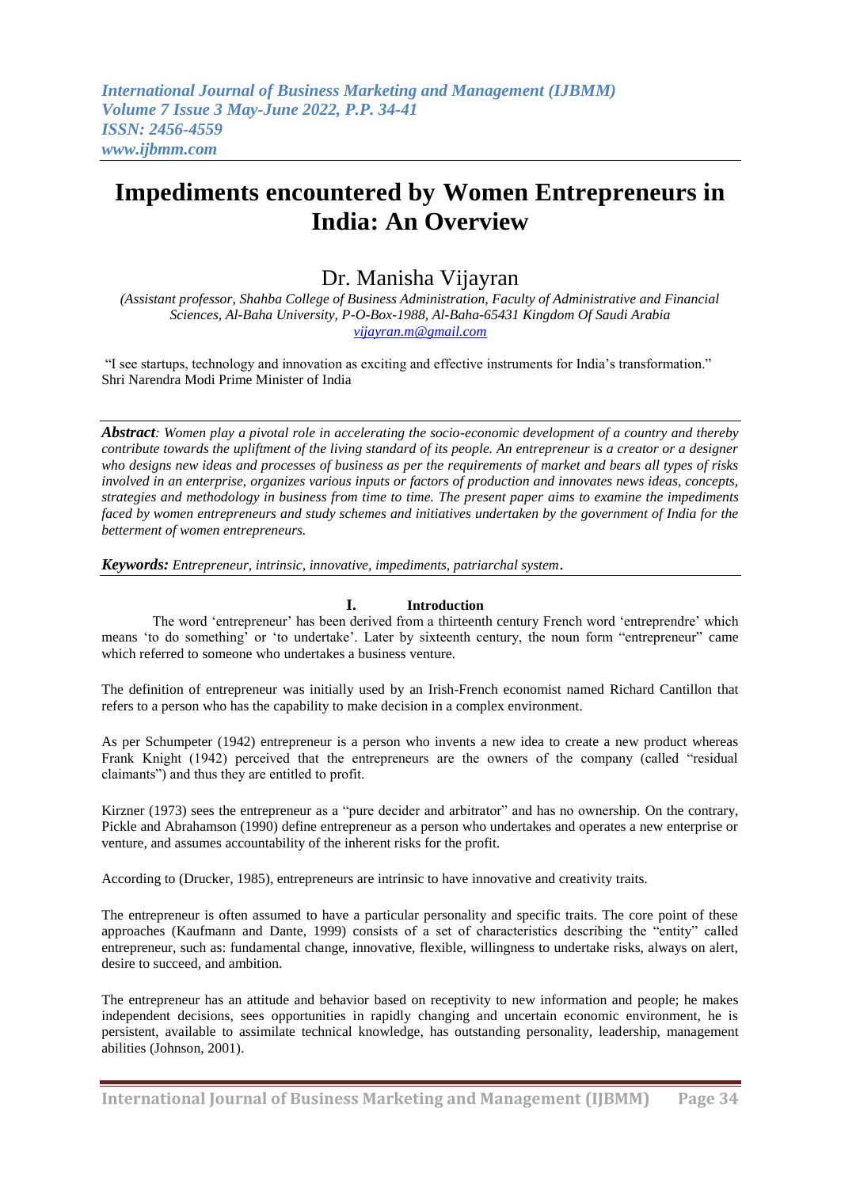# Impediments encountered by Women Entrepreneurs in India: An Overview

## Dr. Manisha Vijayran

*(Assistant professor, Shahba College of Business Administration, Faculty of Administrative and Financial Sciences, Al-Baha University, P-O-Box-1988, Al-Baha-65431 Kingdom Of Saudi Arabia*
*vijayran.m@gmail.com*

"I see startups, technology and innovation as exciting and effective instruments for India's transformation."
Shri Narendra Modi Prime Minister of India

***Abstract**: Women play a pivotal role in accelerating the socio-economic development of a country and thereby contribute towards the upliftment of the living standard of its people. An entrepreneur is a creator or a designer who designs new ideas and processes of business as per the requirements of market and bears all types of risks involved in an enterprise, organizes various inputs or factors of production and innovates news ideas, concepts, strategies and methodology in business from time to time. The present paper aims to examine the impediments faced by women entrepreneurs and study schemes and initiatives undertaken by the government of India for the betterment of women entrepreneurs.*

***Keywords:** Entrepreneur, intrinsic, innovative, impediments, patriarchal system*.

## I. Introduction

The word 'entrepreneur' has been derived from a thirteenth century French word 'entreprendre' which means 'to do something' or 'to undertake'. Later by sixteenth century, the noun form "entrepreneur" came which referred to someone who undertakes a business venture.

The definition of entrepreneur was initially used by an Irish-French economist named Richard Cantillon that refers to a person who has the capability to make decision in a complex environment.

As per Schumpeter (1942) entrepreneur is a person who invents a new idea to create a new product whereas Frank Knight (1942) perceived that the entrepreneurs are the owners of the company (called "residual claimants") and thus they are entitled to profit.

Kirzner (1973) sees the entrepreneur as a "pure decider and arbitrator" and has no ownership. On the contrary, Pickle and Abrahamson (1990) define entrepreneur as a person who undertakes and operates a new enterprise or venture, and assumes accountability of the inherent risks for the profit.

According to (Drucker, 1985), entrepreneurs are intrinsic to have innovative and creativity traits.

The entrepreneur is often assumed to have a particular personality and specific traits. The core point of these approaches (Kaufmann and Dante, 1999) consists of a set of characteristics describing the "entity" called entrepreneur, such as: fundamental change, innovative, flexible, willingness to undertake risks, always on alert, desire to succeed, and ambition.

The entrepreneur has an attitude and behavior based on receptivity to new information and people; he makes independent decisions, sees opportunities in rapidly changing and uncertain economic environment, he is persistent, available to assimilate technical knowledge, has outstanding personality, leadership, management abilities (Johnson, 2001).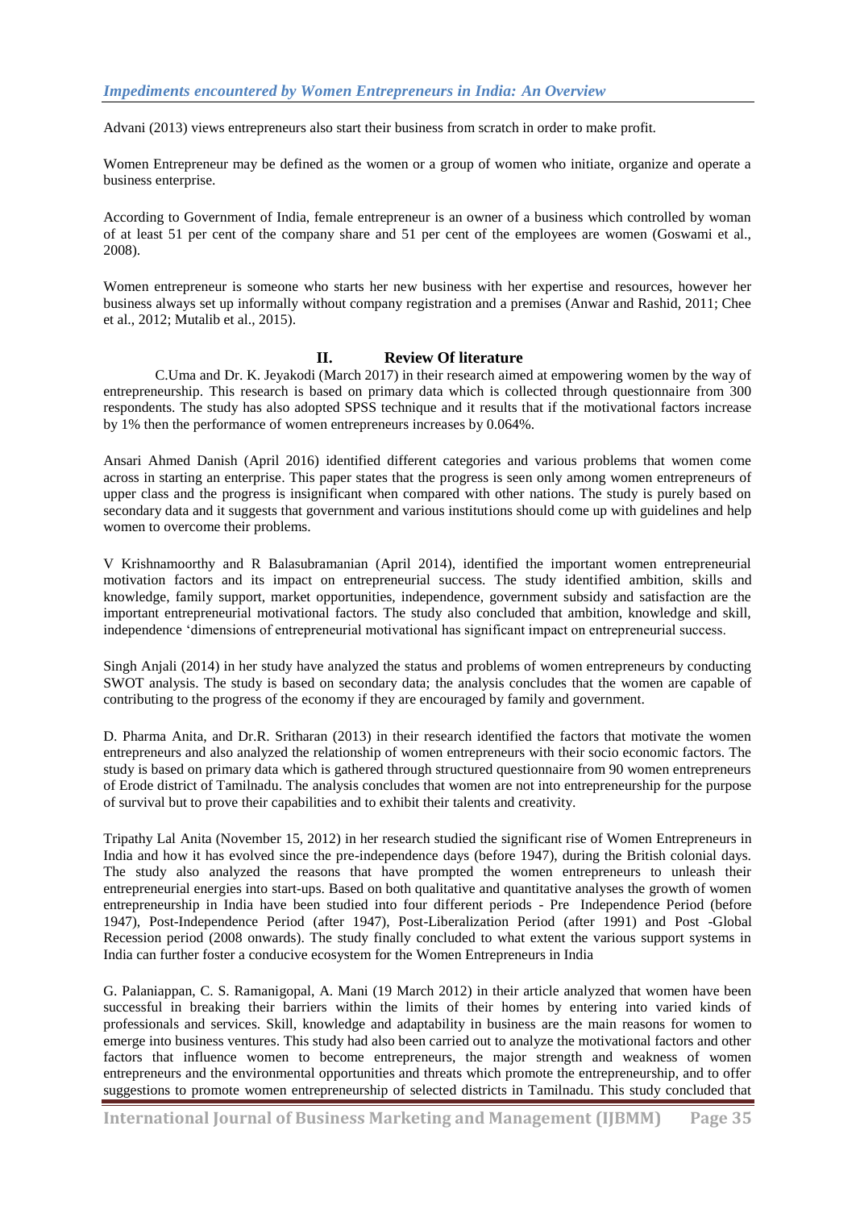Advani (2013) views entrepreneurs also start their business from scratch in order to make profit.

Women Entrepreneur may be defined as the women or a group of women who initiate, organize and operate a business enterprise.

According to Government of India, female entrepreneur is an owner of a business which controlled by woman of at least 51 per cent of the company share and 51 per cent of the employees are women (Goswami et al., 2008).

Women entrepreneur is someone who starts her new business with her expertise and resources, however her business always set up informally without company registration and a premises (Anwar and Rashid, 2011; Chee et al., 2012; Mutalib et al., 2015).

## II. Review Of literature

C.Uma and Dr. K. Jeyakodi (March 2017) in their research aimed at empowering women by the way of entrepreneurship. This research is based on primary data which is collected through questionnaire from 300 respondents. The study has also adopted SPSS technique and it results that if the motivational factors increase by 1% then the performance of women entrepreneurs increases by 0.064%.

Ansari Ahmed Danish (April 2016) identified different categories and various problems that women come across in starting an enterprise. This paper states that the progress is seen only among women entrepreneurs of upper class and the progress is insignificant when compared with other nations. The study is purely based on secondary data and it suggests that government and various institutions should come up with guidelines and help women to overcome their problems.

V Krishnamoorthy and R Balasubramanian (April 2014), identified the important women entrepreneurial motivation factors and its impact on entrepreneurial success. The study identified ambition, skills and knowledge, family support, market opportunities, independence, government subsidy and satisfaction are the important entrepreneurial motivational factors. The study also concluded that ambition, knowledge and skill, independence 'dimensions of entrepreneurial motivational has significant impact on entrepreneurial success.

Singh Anjali (2014) in her study have analyzed the status and problems of women entrepreneurs by conducting SWOT analysis. The study is based on secondary data; the analysis concludes that the women are capable of contributing to the progress of the economy if they are encouraged by family and government.

D. Pharma Anita, and Dr.R. Sritharan (2013) in their research identified the factors that motivate the women entrepreneurs and also analyzed the relationship of women entrepreneurs with their socio economic factors. The study is based on primary data which is gathered through structured questionnaire from 90 women entrepreneurs of Erode district of Tamilnadu. The analysis concludes that women are not into entrepreneurship for the purpose of survival but to prove their capabilities and to exhibit their talents and creativity.

Tripathy Lal Anita (November 15, 2012) in her research studied the significant rise of Women Entrepreneurs in India and how it has evolved since the pre-independence days (before 1947), during the British colonial days. The study also analyzed the reasons that have prompted the women entrepreneurs to unleash their entrepreneurial energies into start-ups. Based on both qualitative and quantitative analyses the growth of women entrepreneurship in India have been studied into four different periods - Pre Independence Period (before 1947), Post-Independence Period (after 1947), Post-Liberalization Period (after 1991) and Post -Global Recession period (2008 onwards). The study finally concluded to what extent the various support systems in India can further foster a conducive ecosystem for the Women Entrepreneurs in India

G. Palaniappan, C. S. Ramanigopal, A. Mani (19 March 2012) in their article analyzed that women have been successful in breaking their barriers within the limits of their homes by entering into varied kinds of professionals and services. Skill, knowledge and adaptability in business are the main reasons for women to emerge into business ventures. This study had also been carried out to analyze the motivational factors and other factors that influence women to become entrepreneurs, the major strength and weakness of women entrepreneurs and the environmental opportunities and threats which promote the entrepreneurship, and to offer suggestions to promote women entrepreneurship of selected districts in Tamilnadu. This study concluded that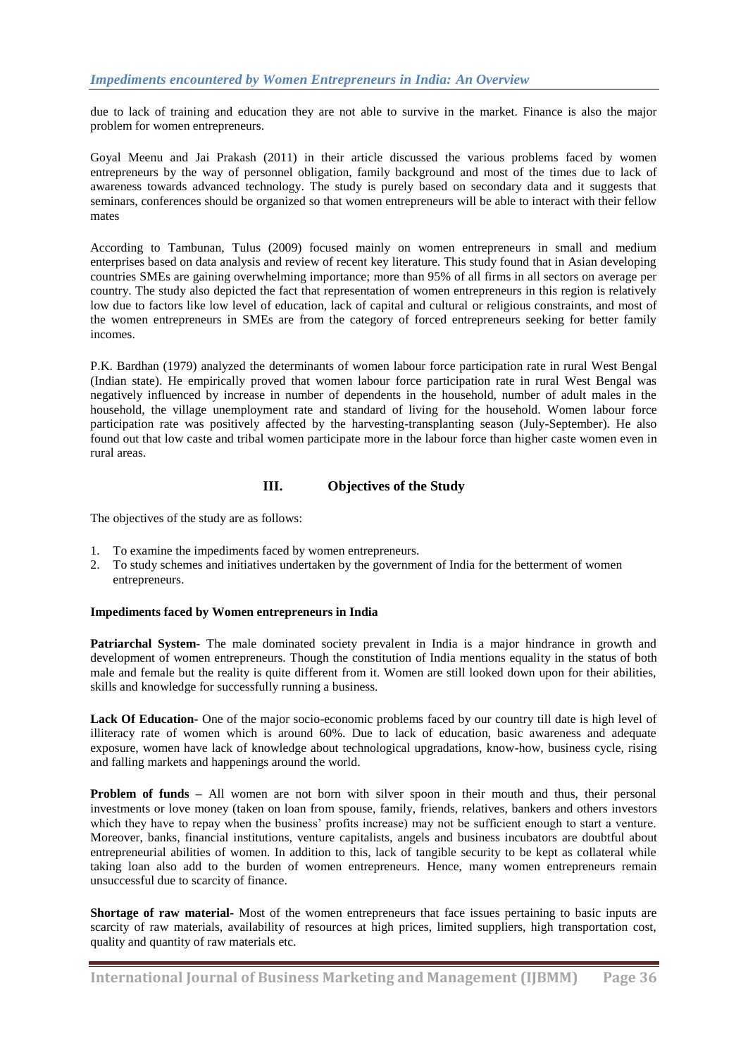due to lack of training and education they are not able to survive in the market. Finance is also the major problem for women entrepreneurs.

Goyal Meenu and Jai Prakash (2011) in their article discussed the various problems faced by women entrepreneurs by the way of personnel obligation, family background and most of the times due to lack of awareness towards advanced technology. The study is purely based on secondary data and it suggests that seminars, conferences should be organized so that women entrepreneurs will be able to interact with their fellow mates

According to Tambunan, Tulus (2009) focused mainly on women entrepreneurs in small and medium enterprises based on data analysis and review of recent key literature. This study found that in Asian developing countries SMEs are gaining overwhelming importance; more than 95% of all firms in all sectors on average per country. The study also depicted the fact that representation of women entrepreneurs in this region is relatively low due to factors like low level of education, lack of capital and cultural or religious constraints, and most of the women entrepreneurs in SMEs are from the category of forced entrepreneurs seeking for better family incomes.

P.K. Bardhan (1979) analyzed the determinants of women labour force participation rate in rural West Bengal (Indian state). He empirically proved that women labour force participation rate in rural West Bengal was negatively influenced by increase in number of dependents in the household, number of adult males in the household, the village unemployment rate and standard of living for the household. Women labour force participation rate was positively affected by the harvesting-transplanting season (July-September). He also found out that low caste and tribal women participate more in the labour force than higher caste women even in rural areas.

## III. Objectives of the Study

The objectives of the study are as follows:

1. To examine the impediments faced by women entrepreneurs.
2. To study schemes and initiatives undertaken by the government of India for the betterment of women entrepreneurs.

### Impediments faced by Women entrepreneurs in India

**Patriarchal System-** The male dominated society prevalent in India is a major hindrance in growth and development of women entrepreneurs. Though the constitution of India mentions equality in the status of both male and female but the reality is quite different from it. Women are still looked down upon for their abilities, skills and knowledge for successfully running a business.

**Lack Of Education-** One of the major socio-economic problems faced by our country till date is high level of illiteracy rate of women which is around 60%. Due to lack of education, basic awareness and adequate exposure, women have lack of knowledge about technological upgradations, know-how, business cycle, rising and falling markets and happenings around the world.

**Problem of funds –** All women are not born with silver spoon in their mouth and thus, their personal investments or love money (taken on loan from spouse, family, friends, relatives, bankers and others investors which they have to repay when the business' profits increase) may not be sufficient enough to start a venture. Moreover, banks, financial institutions, venture capitalists, angels and business incubators are doubtful about entrepreneurial abilities of women. In addition to this, lack of tangible security to be kept as collateral while taking loan also add to the burden of women entrepreneurs. Hence, many women entrepreneurs remain unsuccessful due to scarcity of finance.

**Shortage of raw material-** Most of the women entrepreneurs that face issues pertaining to basic inputs are scarcity of raw materials, availability of resources at high prices, limited suppliers, high transportation cost, quality and quantity of raw materials etc.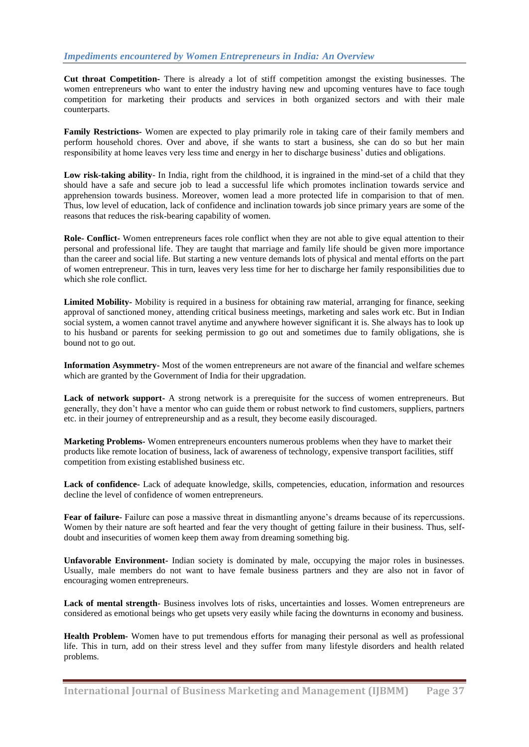**Cut throat Competition-** There is already a lot of stiff competition amongst the existing businesses. The women entrepreneurs who want to enter the industry having new and upcoming ventures have to face tough competition for marketing their products and services in both organized sectors and with their male counterparts.

**Family Restrictions-** Women are expected to play primarily role in taking care of their family members and perform household chores. Over and above, if she wants to start a business, she can do so but her main responsibility at home leaves very less time and energy in her to discharge business' duties and obligations.

**Low risk-taking ability**- In India, right from the childhood, it is ingrained in the mind-set of a child that they should have a safe and secure job to lead a successful life which promotes inclination towards service and apprehension towards business. Moreover, women lead a more protected life in comparision to that of men. Thus, low level of education, lack of confidence and inclination towards job since primary years are some of the reasons that reduces the risk-bearing capability of women.

**Role- Conflict-** Women entrepreneurs faces role conflict when they are not able to give equal attention to their personal and professional life. They are taught that marriage and family life should be given more importance than the career and social life. But starting a new venture demands lots of physical and mental efforts on the part of women entrepreneur. This in turn, leaves very less time for her to discharge her family responsibilities due to which she role conflict.

**Limited Mobility-** Mobility is required in a business for obtaining raw material, arranging for finance, seeking approval of sanctioned money, attending critical business meetings, marketing and sales work etc. But in Indian social system, a women cannot travel anytime and anywhere however significant it is. She always has to look up to his husband or parents for seeking permission to go out and sometimes due to family obligations, she is bound not to go out.

**Information Asymmetry-** Most of the women entrepreneurs are not aware of the financial and welfare schemes which are granted by the Government of India for their upgradation.

**Lack of network support-** A strong network is a prerequisite for the success of women entrepreneurs. But generally, they don't have a mentor who can guide them or robust network to find customers, suppliers, partners etc. in their journey of entrepreneurship and as a result, they become easily discouraged.

**Marketing Problems-** Women entrepreneurs encounters numerous problems when they have to market their products like remote location of business, lack of awareness of technology, expensive transport facilities, stiff competition from existing established business etc.

**Lack of confidence-** Lack of adequate knowledge, skills, competencies, education, information and resources decline the level of confidence of women entrepreneurs.

**Fear of failure-** Failure can pose a massive threat in dismantling anyone's dreams because of its repercussions. Women by their nature are soft hearted and fear the very thought of getting failure in their business. Thus, self-doubt and insecurities of women keep them away from dreaming something big.

**Unfavorable Environment**- Indian society is dominated by male, occupying the major roles in businesses. Usually, male members do not want to have female business partners and they are also not in favor of encouraging women entrepreneurs.

**Lack of mental strength**- Business involves lots of risks, uncertainties and losses. Women entrepreneurs are considered as emotional beings who get upsets very easily while facing the downturns in economy and business.

**Health Problem-** Women have to put tremendous efforts for managing their personal as well as professional life. This in turn, add on their stress level and they suffer from many lifestyle disorders and health related problems.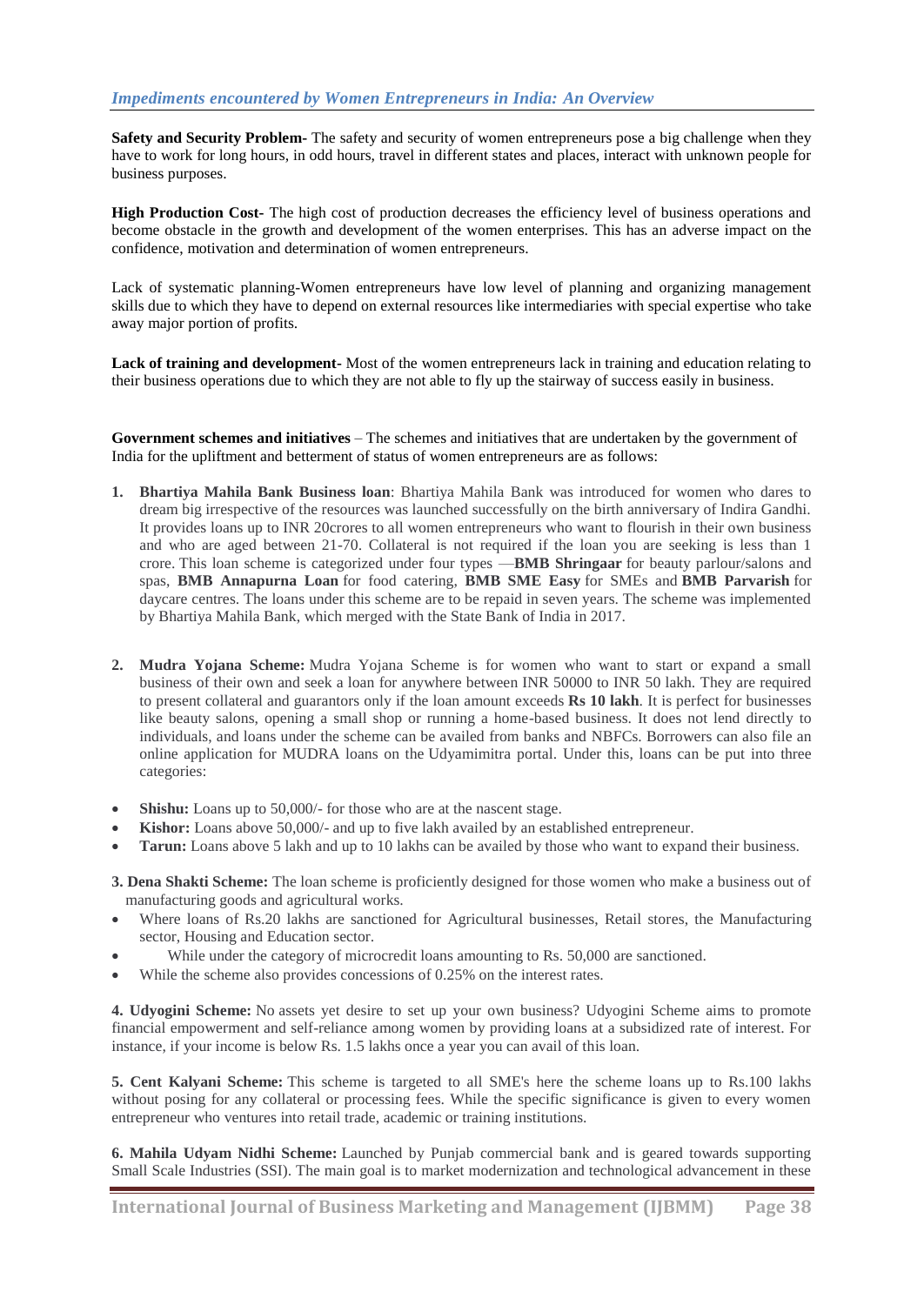**Safety and Security Problem-** The safety and security of women entrepreneurs pose a big challenge when they have to work for long hours, in odd hours, travel in different states and places, interact with unknown people for business purposes.

**High Production Cost-** The high cost of production decreases the efficiency level of business operations and become obstacle in the growth and development of the women enterprises. This has an adverse impact on the confidence, motivation and determination of women entrepreneurs.

Lack of systematic planning-Women entrepreneurs have low level of planning and organizing management skills due to which they have to depend on external resources like intermediaries with special expertise who take away major portion of profits.

**Lack of training and development-** Most of the women entrepreneurs lack in training and education relating to their business operations due to which they are not able to fly up the stairway of success easily in business.

**Government schemes and initiatives** – The schemes and initiatives that are undertaken by the government of India for the upliftment and betterment of status of women entrepreneurs are as follows:

1. **Bhartiya Mahila Bank Business loan**: Bhartiya Mahila Bank was introduced for women who dares to dream big irrespective of the resources was launched successfully on the birth anniversary of Indira Gandhi. It provides loans up to INR 20crores to all women entrepreneurs who want to flourish in their own business and who are aged between 21-70. Collateral is not required if the loan you are seeking is less than 1 crore. This loan scheme is categorized under four types —**BMB Shringaar** for beauty parlour/salons and spas, **BMB Annapurna Loan** for food catering, **BMB SME Easy** for SMEs and **BMB Parvarish** for daycare centres. The loans under this scheme are to be repaid in seven years. The scheme was implemented by Bhartiya Mahila Bank, which merged with the State Bank of India in 2017.

2. **Mudra Yojana Scheme:** Mudra Yojana Scheme is for women who want to start or expand a small business of their own and seek a loan for anywhere between INR 50000 to INR 50 lakh. They are required to present collateral and guarantors only if the loan amount exceeds **Rs 10 lakh**. It is perfect for businesses like beauty salons, opening a small shop or running a home-based business. It does not lend directly to individuals, and loans under the scheme can be availed from banks and NBFCs. Borrowers can also file an online application for MUDRA loans on the Udyamimitra portal. Under this, loans can be put into three categories:

- **Shishu:** Loans up to 50,000/- for those who are at the nascent stage.
- **Kishor:** Loans above 50,000/- and up to five lakh availed by an established entrepreneur.
- **Tarun:** Loans above 5 lakh and up to 10 lakhs can be availed by those who want to expand their business.

**3. Dena Shakti Scheme:** The loan scheme is proficiently designed for those women who make a business out of manufacturing goods and agricultural works.

- Where loans of Rs.20 lakhs are sanctioned for Agricultural businesses, Retail stores, the Manufacturing sector, Housing and Education sector.
- While under the category of microcredit loans amounting to Rs. 50,000 are sanctioned.
- While the scheme also provides concessions of 0.25% on the interest rates.

**4. Udyogini Scheme:** No assets yet desire to set up your own business? Udyogini Scheme aims to promote financial empowerment and self-reliance among women by providing loans at a subsidized rate of interest. For instance, if your income is below Rs. 1.5 lakhs once a year you can avail of this loan.

**5. Cent Kalyani Scheme:** This scheme is targeted to all SME's here the scheme loans up to Rs.100 lakhs without posing for any collateral or processing fees. While the specific significance is given to every women entrepreneur who ventures into retail trade, academic or training institutions.

**6. Mahila Udyam Nidhi Scheme:** Launched by Punjab commercial bank and is geared towards supporting Small Scale Industries (SSI). The main goal is to market modernization and technological advancement in these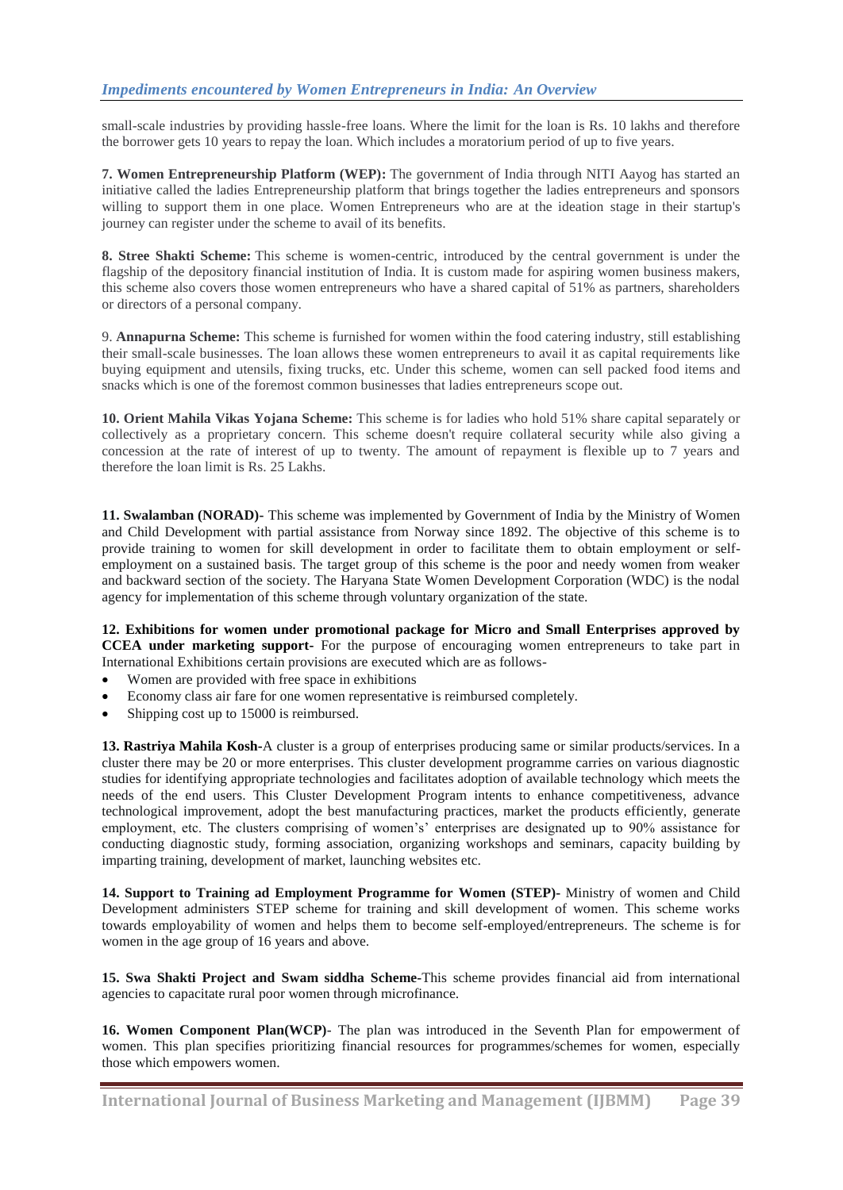small-scale industries by providing hassle-free loans. Where the limit for the loan is Rs. 10 lakhs and therefore the borrower gets 10 years to repay the loan. Which includes a moratorium period of up to five years.

**7. Women Entrepreneurship Platform (WEP):** The government of India through NITI Aayog has started an initiative called the ladies Entrepreneurship platform that brings together the ladies entrepreneurs and sponsors willing to support them in one place. Women Entrepreneurs who are at the ideation stage in their startup's journey can register under the scheme to avail of its benefits.

**8. Stree Shakti Scheme:** This scheme is women-centric, introduced by the central government is under the flagship of the depository financial institution of India. It is custom made for aspiring women business makers, this scheme also covers those women entrepreneurs who have a shared capital of 51% as partners, shareholders or directors of a personal company.

9. **Annapurna Scheme:** This scheme is furnished for women within the food catering industry, still establishing their small-scale businesses. The loan allows these women entrepreneurs to avail it as capital requirements like buying equipment and utensils, fixing trucks, etc. Under this scheme, women can sell packed food items and snacks which is one of the foremost common businesses that ladies entrepreneurs scope out.

**10. Orient Mahila Vikas Yojana Scheme:** This scheme is for ladies who hold 51% share capital separately or collectively as a proprietary concern. This scheme doesn't require collateral security while also giving a concession at the rate of interest of up to twenty. The amount of repayment is flexible up to 7 years and therefore the loan limit is Rs. 25 Lakhs.

**11. Swalamban (NORAD)-** This scheme was implemented by Government of India by the Ministry of Women and Child Development with partial assistance from Norway since 1892. The objective of this scheme is to provide training to women for skill development in order to facilitate them to obtain employment or self-employment on a sustained basis. The target group of this scheme is the poor and needy women from weaker and backward section of the society. The Haryana State Women Development Corporation (WDC) is the nodal agency for implementation of this scheme through voluntary organization of the state.

**12. Exhibitions for women under promotional package for Micro and Small Enterprises approved by CCEA under marketing support-** For the purpose of encouraging women entrepreneurs to take part in International Exhibitions certain provisions are executed which are as follows-

- Women are provided with free space in exhibitions
- Economy class air fare for one women representative is reimbursed completely.
- Shipping cost up to 15000 is reimbursed.

**13. Rastriya Mahila Kosh-**A cluster is a group of enterprises producing same or similar products/services. In a cluster there may be 20 or more enterprises. This cluster development programme carries on various diagnostic studies for identifying appropriate technologies and facilitates adoption of available technology which meets the needs of the end users. This Cluster Development Program intents to enhance competitiveness, advance technological improvement, adopt the best manufacturing practices, market the products efficiently, generate employment, etc. The clusters comprising of women's' enterprises are designated up to 90% assistance for conducting diagnostic study, forming association, organizing workshops and seminars, capacity building by imparting training, development of market, launching websites etc.

**14. Support to Training ad Employment Programme for Women (STEP)-** Ministry of women and Child Development administers STEP scheme for training and skill development of women. This scheme works towards employability of women and helps them to become self-employed/entrepreneurs. The scheme is for women in the age group of 16 years and above.

**15. Swa Shakti Project and Swam siddha Scheme-**This scheme provides financial aid from international agencies to capacitate rural poor women through microfinance.

**16. Women Component Plan(WCP)-** The plan was introduced in the Seventh Plan for empowerment of women. This plan specifies prioritizing financial resources for programmes/schemes for women, especially those which empowers women.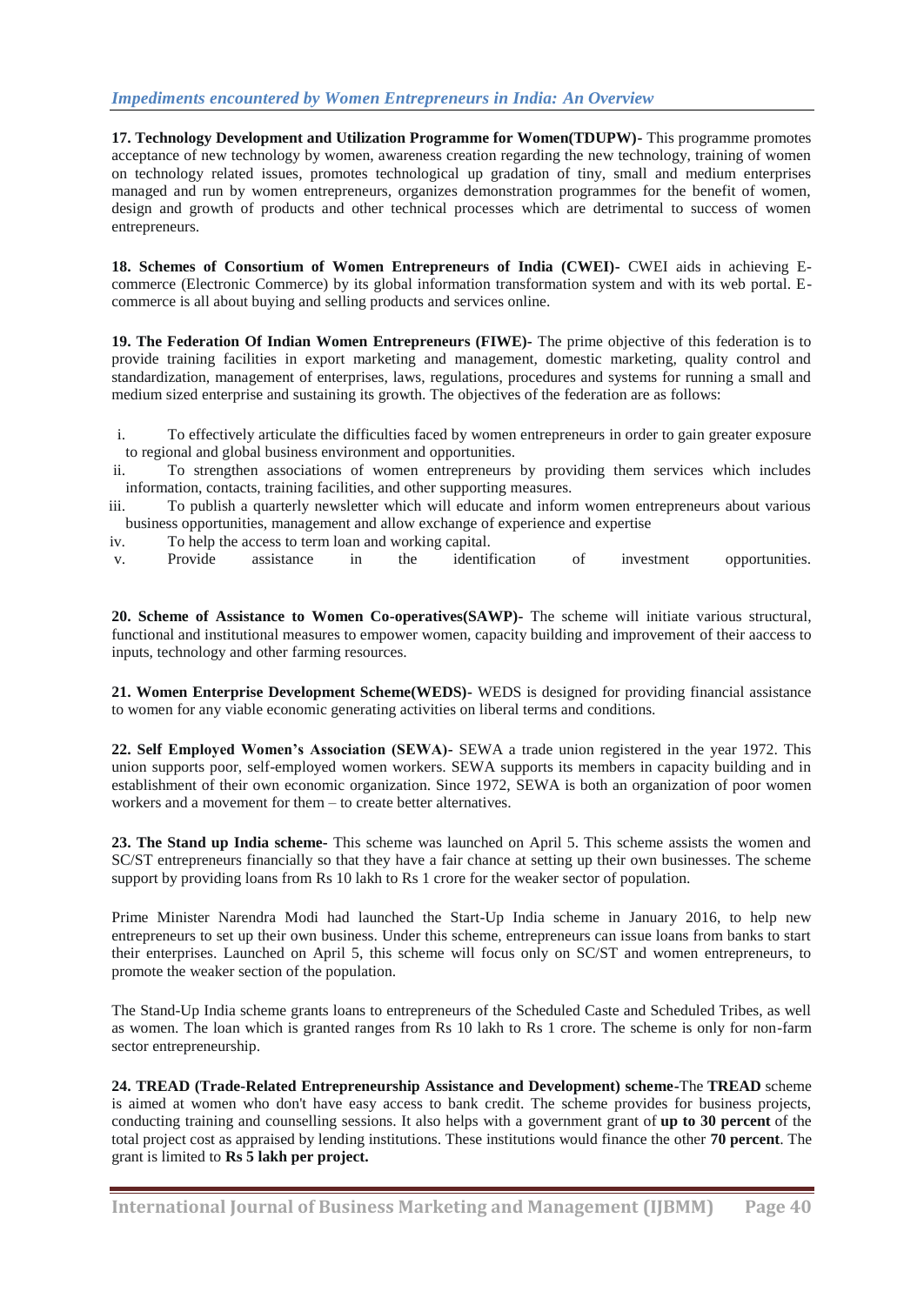**17. Technology Development and Utilization Programme for Women(TDUPW)-** This programme promotes acceptance of new technology by women, awareness creation regarding the new technology, training of women on technology related issues, promotes technological up gradation of tiny, small and medium enterprises managed and run by women entrepreneurs, organizes demonstration programmes for the benefit of women, design and growth of products and other technical processes which are detrimental to success of women entrepreneurs.

**18. Schemes of Consortium of Women Entrepreneurs of India (CWEI)-** CWEI aids in achieving E-commerce (Electronic Commerce) by its global information transformation system and with its web portal. E-commerce is all about buying and selling products and services online.

**19. The Federation Of Indian Women Entrepreneurs (FIWE)-** The prime objective of this federation is to provide training facilities in export marketing and management, domestic marketing, quality control and standardization, management of enterprises, laws, regulations, procedures and systems for running a small and medium sized enterprise and sustaining its growth. The objectives of the federation are as follows:

i. To effectively articulate the difficulties faced by women entrepreneurs in order to gain greater exposure to regional and global business environment and opportunities.
ii. To strengthen associations of women entrepreneurs by providing them services which includes information, contacts, training facilities, and other supporting measures.
iii. To publish a quarterly newsletter which will educate and inform women entrepreneurs about various business opportunities, management and allow exchange of experience and expertise
iv. To help the access to term loan and working capital.
v. Provide assistance in the identification of investment opportunities.

**20. Scheme of Assistance to Women Co-operatives(SAWP)-** The scheme will initiate various structural, functional and institutional measures to empower women, capacity building and improvement of their aaccess to inputs, technology and other farming resources.

**21. Women Enterprise Development Scheme(WEDS)-** WEDS is designed for providing financial assistance to women for any viable economic generating activities on liberal terms and conditions.

**22. Self Employed Women's Association (SEWA)-** SEWA a trade union registered in the year 1972. This union supports poor, self-employed women workers. SEWA supports its members in capacity building and in establishment of their own economic organization. Since 1972, SEWA is both an organization of poor women workers and a movement for them – to create better alternatives.

**23. The Stand up India scheme-** This scheme was launched on April 5. This scheme assists the women and SC/ST entrepreneurs financially so that they have a fair chance at setting up their own businesses. The scheme support by providing loans from Rs 10 lakh to Rs 1 crore for the weaker sector of population.

Prime Minister Narendra Modi had launched the Start-Up India scheme in January 2016, to help new entrepreneurs to set up their own business. Under this scheme, entrepreneurs can issue loans from banks to start their enterprises. Launched on April 5, this scheme will focus only on SC/ST and women entrepreneurs, to promote the weaker section of the population.

The Stand-Up India scheme grants loans to entrepreneurs of the Scheduled Caste and Scheduled Tribes, as well as women. The loan which is granted ranges from Rs 10 lakh to Rs 1 crore. The scheme is only for non-farm sector entrepreneurship.

**24. TREAD (Trade-Related Entrepreneurship Assistance and Development) scheme-**The **TREAD** scheme is aimed at women who don't have easy access to bank credit. The scheme provides for business projects, conducting training and counselling sessions. It also helps with a government grant of **up to 30 percent** of the total project cost as appraised by lending institutions. These institutions would finance the other **70 percent**. The grant is limited to **Rs 5 lakh per project.**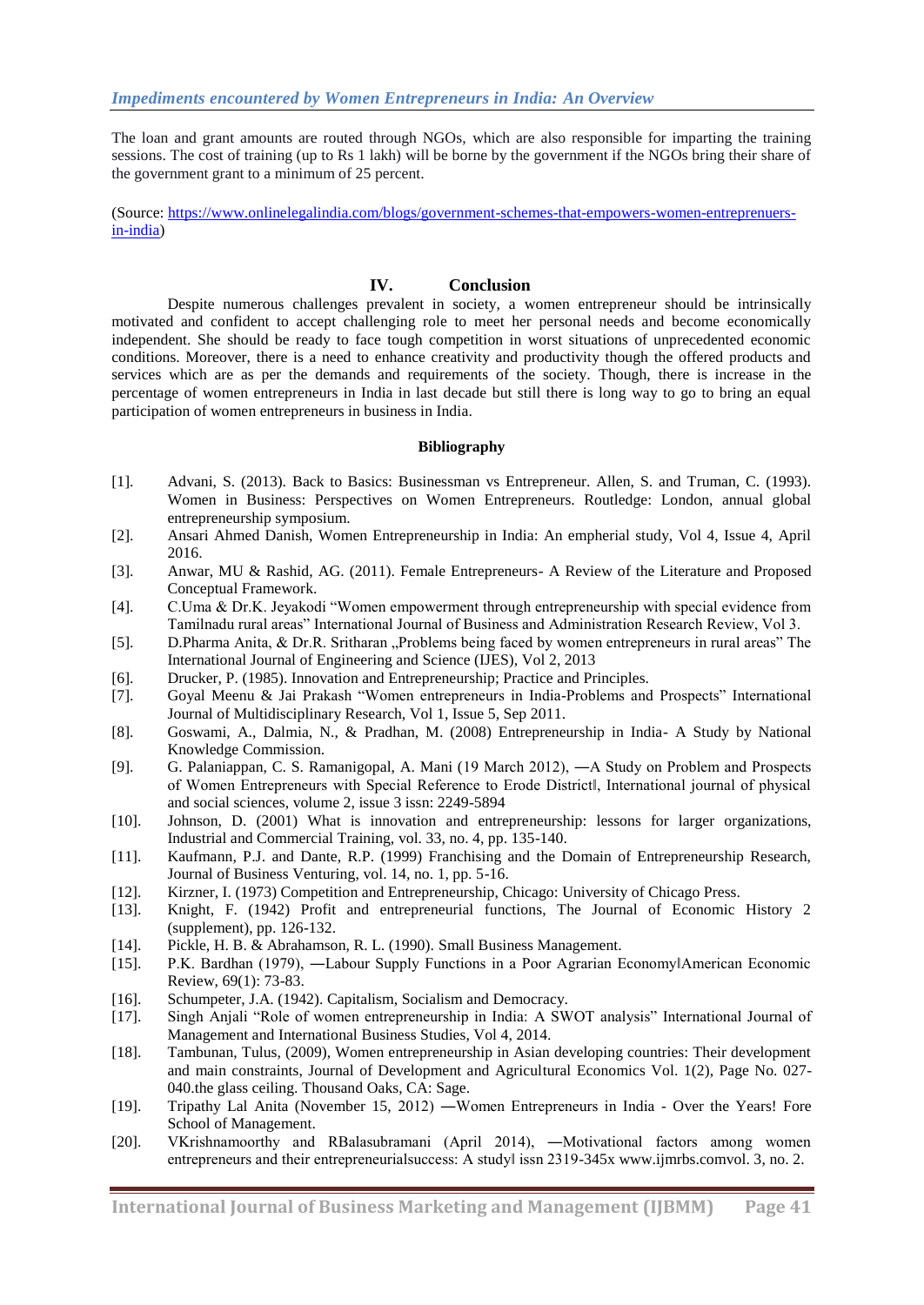The loan and grant amounts are routed through NGOs, which are also responsible for imparting the training sessions. The cost of training (up to Rs 1 lakh) will be borne by the government if the NGOs bring their share of the government grant to a minimum of 25 percent.

(Source: [https://www.onlinelegalindia.com/blogs/government-schemes-that-empowers-women-entreprenuers-in-india](https://www.onlinelegalindia.com/blogs/government-schemes-that-empowers-women-entreprenuers-in-india))

## IV. Conclusion

Despite numerous challenges prevalent in society, a women entrepreneur should be intrinsically motivated and confident to accept challenging role to meet her personal needs and become economically independent. She should be ready to face tough competition in worst situations of unprecedented economic conditions. Moreover, there is a need to enhance creativity and productivity though the offered products and services which are as per the demands and requirements of the society. Though, there is increase in the percentage of women entrepreneurs in India in last decade but still there is long way to go to bring an equal participation of women entrepreneurs in business in India.

### Bibliography

[1]. Advani, S. (2013). Back to Basics: Businessman vs Entrepreneur. Allen, S. and Truman, C. (1993). Women in Business: Perspectives on Women Entrepreneurs. Routledge: London, annual global entrepreneurship symposium.

[2]. Ansari Ahmed Danish, Women Entrepreneurship in India: An empherial study, Vol 4, Issue 4, April 2016.

[3]. Anwar, MU & Rashid, AG. (2011). Female Entrepreneurs- A Review of the Literature and Proposed Conceptual Framework.

[4]. C.Uma & Dr.K. Jeyakodi "Women empowerment through entrepreneurship with special evidence from Tamilnadu rural areas" International Journal of Business and Administration Research Review, Vol 3.

[5]. D.Pharma Anita, & Dr.R. Sritharan „Problems being faced by women entrepreneurs in rural areas" The International Journal of Engineering and Science (IJES), Vol 2, 2013

[6]. Drucker, P. (1985). Innovation and Entrepreneurship; Practice and Principles.

[7]. Goyal Meenu & Jai Prakash "Women entrepreneurs in India-Problems and Prospects" International Journal of Multidisciplinary Research, Vol 1, Issue 5, Sep 2011.

[8]. Goswami, A., Dalmia, N., & Pradhan, M. (2008) Entrepreneurship in India- A Study by National Knowledge Commission.

[9]. G. Palaniappan, C. S. Ramanigopal, A. Mani (19 March 2012), ―A Study on Problem and Prospects of Women Entrepreneurs with Special Reference to Erode District‖, International journal of physical and social sciences, volume 2, issue 3 issn: 2249-5894

[10]. Johnson, D. (2001) What is innovation and entrepreneurship: lessons for larger organizations, Industrial and Commercial Training, vol. 33, no. 4, pp. 135-140.

[11]. Kaufmann, P.J. and Dante, R.P. (1999) Franchising and the Domain of Entrepreneurship Research, Journal of Business Venturing, vol. 14, no. 1, pp. 5-16.

[12]. Kirzner, I. (1973) Competition and Entrepreneurship, Chicago: University of Chicago Press.

[13]. Knight, F. (1942) Profit and entrepreneurial functions, The Journal of Economic History 2 (supplement), pp. 126-132.

[14]. Pickle, H. B. & Abrahamson, R. L. (1990). Small Business Management.

[15]. P.K. Bardhan (1979), ―Labour Supply Functions in a Poor Agrarian Economy‖American Economic Review, 69(1): 73-83.

[16]. Schumpeter, J.A. (1942). Capitalism, Socialism and Democracy.

[17]. Singh Anjali "Role of women entrepreneurship in India: A SWOT analysis" International Journal of Management and International Business Studies, Vol 4, 2014.

[18]. Tambunan, Tulus, (2009), Women entrepreneurship in Asian developing countries: Their development and main constraints, Journal of Development and Agricultural Economics Vol. 1(2), Page No. 027-040.the glass ceiling. Thousand Oaks, CA: Sage.

[19]. Tripathy Lal Anita (November 15, 2012) ―Women Entrepreneurs in India - Over the Years! Fore School of Management.

[20]. VKrishnamoorthy and RBalasubramani (April 2014), ―Motivational factors among women entrepreneurs and their entrepreneurialsuccess: A study‖ issn 2319-345x www.ijmrbs.comvol. 3, no. 2.